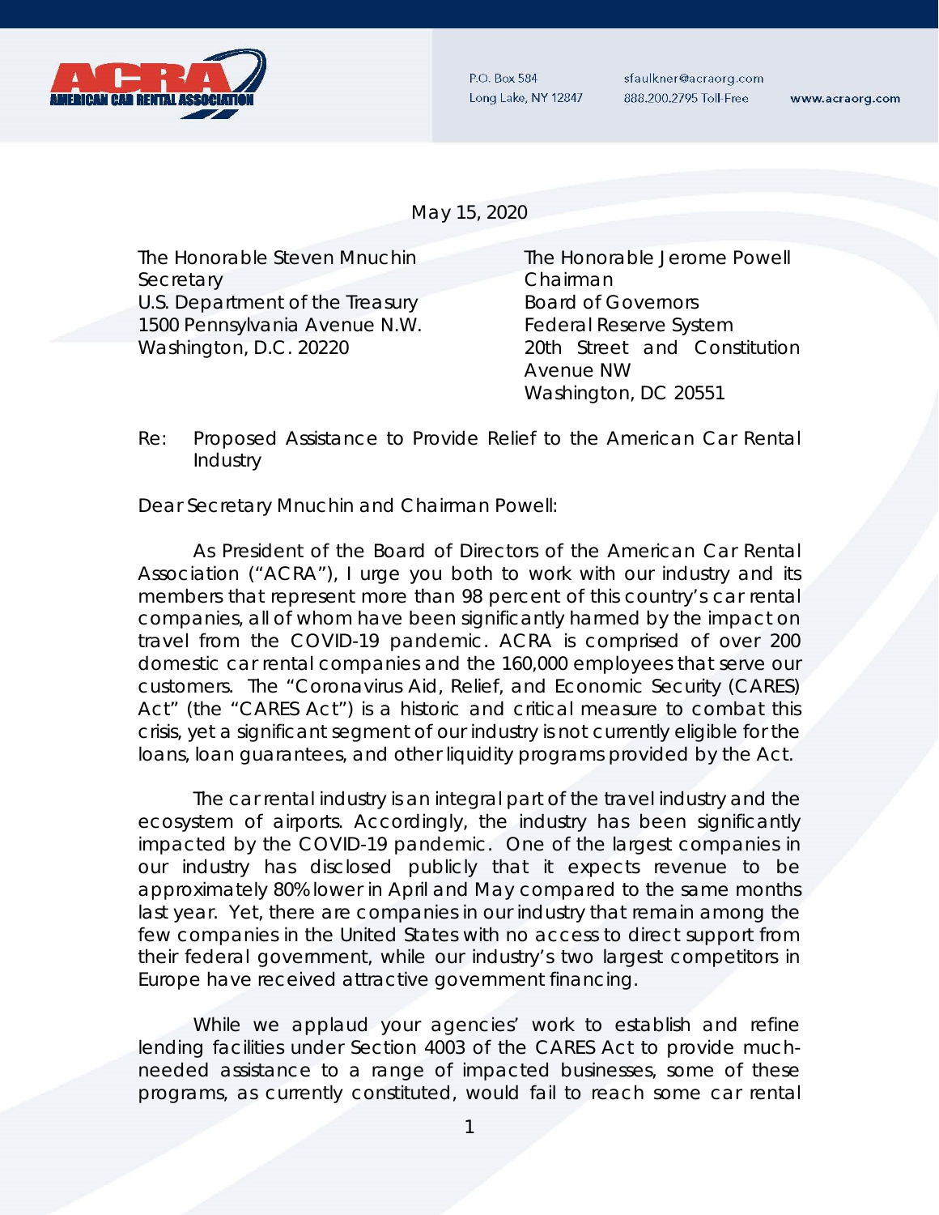P.O. Box 584
Long Lake, NY 12847

sfaulkner@acraorg.com
888.200.2795 Toll-Free

www.acraorg.com

May 15, 2020

The Honorable Steven Mnuchin
Secretary
U.S. Department of the Treasury
1500 Pennsylvania Avenue N.W.
Washington, D.C. 20220

The Honorable Jerome Powell
Chairman
Board of Governors
Federal Reserve System
20th Street and Constitution Avenue NW
Washington, DC 20551

Re: Proposed Assistance to Provide Relief to the American Car Rental Industry

Dear Secretary Mnuchin and Chairman Powell:

As President of the Board of Directors of the American Car Rental Association ("ACRA"), I urge you both to work with our industry and its members that represent more than 98 percent of this country's car rental companies, all of whom have been significantly harmed by the impact on travel from the COVID-19 pandemic. ACRA is comprised of over 200 domestic car rental companies and the 160,000 employees that serve our customers. The "Coronavirus Aid, Relief, and Economic Security (CARES) Act" (the "CARES Act") is a historic and critical measure to combat this crisis, yet a significant segment of our industry is not currently eligible for the loans, loan guarantees, and other liquidity programs provided by the Act.

The car rental industry is an integral part of the travel industry and the ecosystem of airports. Accordingly, the industry has been significantly impacted by the COVID-19 pandemic. One of the largest companies in our industry has disclosed publicly that it expects revenue to be approximately 80% lower in April and May compared to the same months last year. Yet, there are companies in our industry that remain among the few companies in the United States with no access to direct support from their federal government, while our industry's two largest competitors in Europe have received attractive government financing.

While we applaud your agencies' work to establish and refine lending facilities under Section 4003 of the CARES Act to provide much-needed assistance to a range of impacted businesses, some of these programs, as currently constituted, would fail to reach some car rental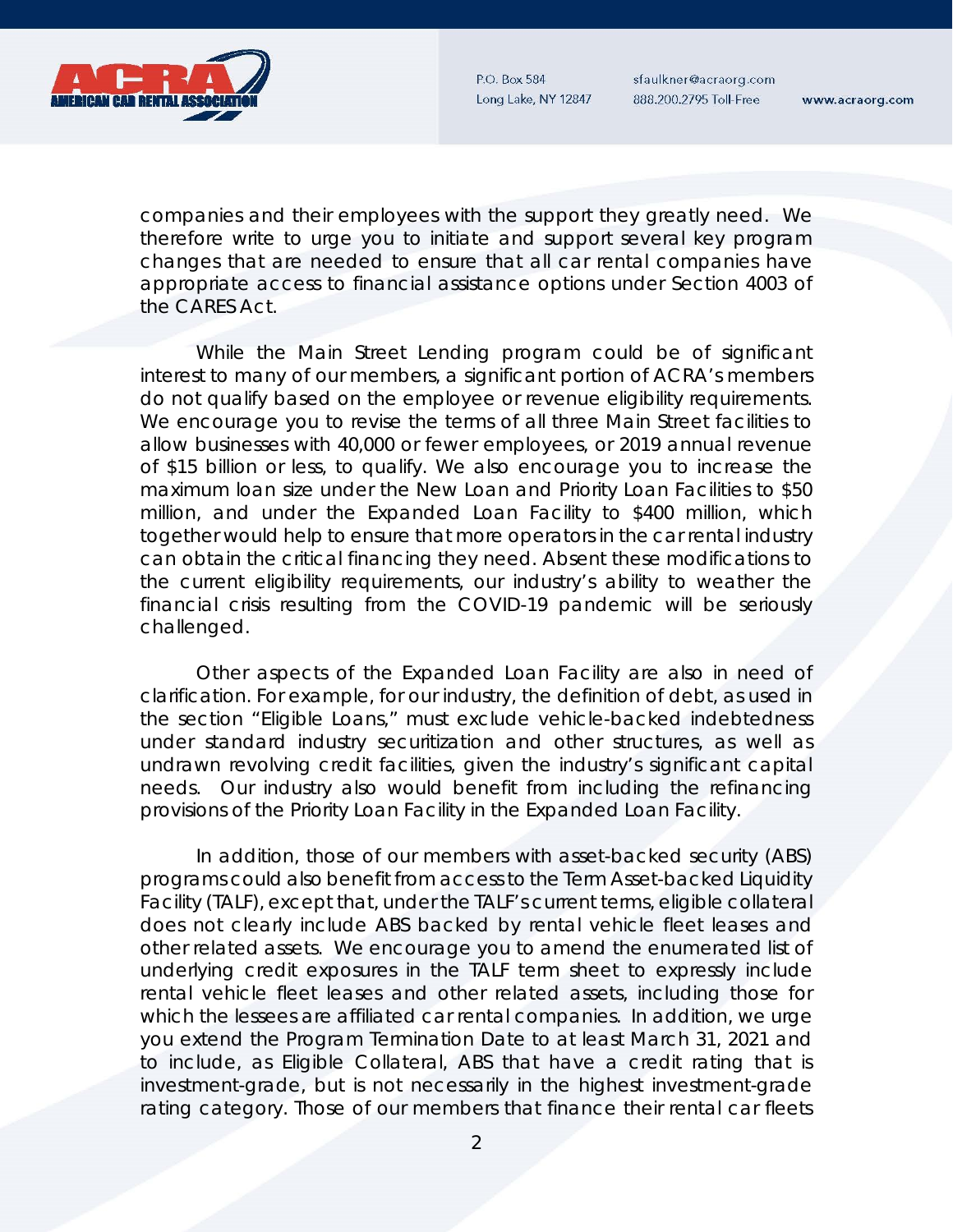companies and their employees with the support they greatly need. We therefore write to urge you to initiate and support several key program changes that are needed to ensure that all car rental companies have appropriate access to financial assistance options under Section 4003 of the CARES Act.

While the Main Street Lending program could be of significant interest to many of our members, a significant portion of ACRA's members do not qualify based on the employee or revenue eligibility requirements. We encourage you to revise the terms of all three Main Street facilities to allow businesses with 40,000 or fewer employees, or 2019 annual revenue of $15 billion or less, to qualify. We also encourage you to increase the maximum loan size under the New Loan and Priority Loan Facilities to $50 million, and under the Expanded Loan Facility to $400 million, which together would help to ensure that more operators in the car rental industry can obtain the critical financing they need. Absent these modifications to the current eligibility requirements, our industry's ability to weather the financial crisis resulting from the COVID-19 pandemic will be seriously challenged.

Other aspects of the Expanded Loan Facility are also in need of clarification. For example, for our industry, the definition of debt, as used in the section "Eligible Loans," must exclude vehicle-backed indebtedness under standard industry securitization and other structures, as well as undrawn revolving credit facilities, given the industry's significant capital needs. Our industry also would benefit from including the refinancing provisions of the Priority Loan Facility in the Expanded Loan Facility.

In addition, those of our members with asset-backed security (ABS) programs could also benefit from access to the Term Asset-backed Liquidity Facility (TALF), except that, under the TALF's current terms, eligible collateral does not clearly include ABS backed by rental vehicle fleet leases and other related assets. We encourage you to amend the enumerated list of underlying credit exposures in the TALF term sheet to expressly include rental vehicle fleet leases and other related assets, including those for which the lessees are affiliated car rental companies. In addition, we urge you extend the Program Termination Date to at least March 31, 2021 and to include, as Eligible Collateral, ABS that have a credit rating that is investment-grade, but is not necessarily in the highest investment-grade rating category. Those of our members that finance their rental car fleets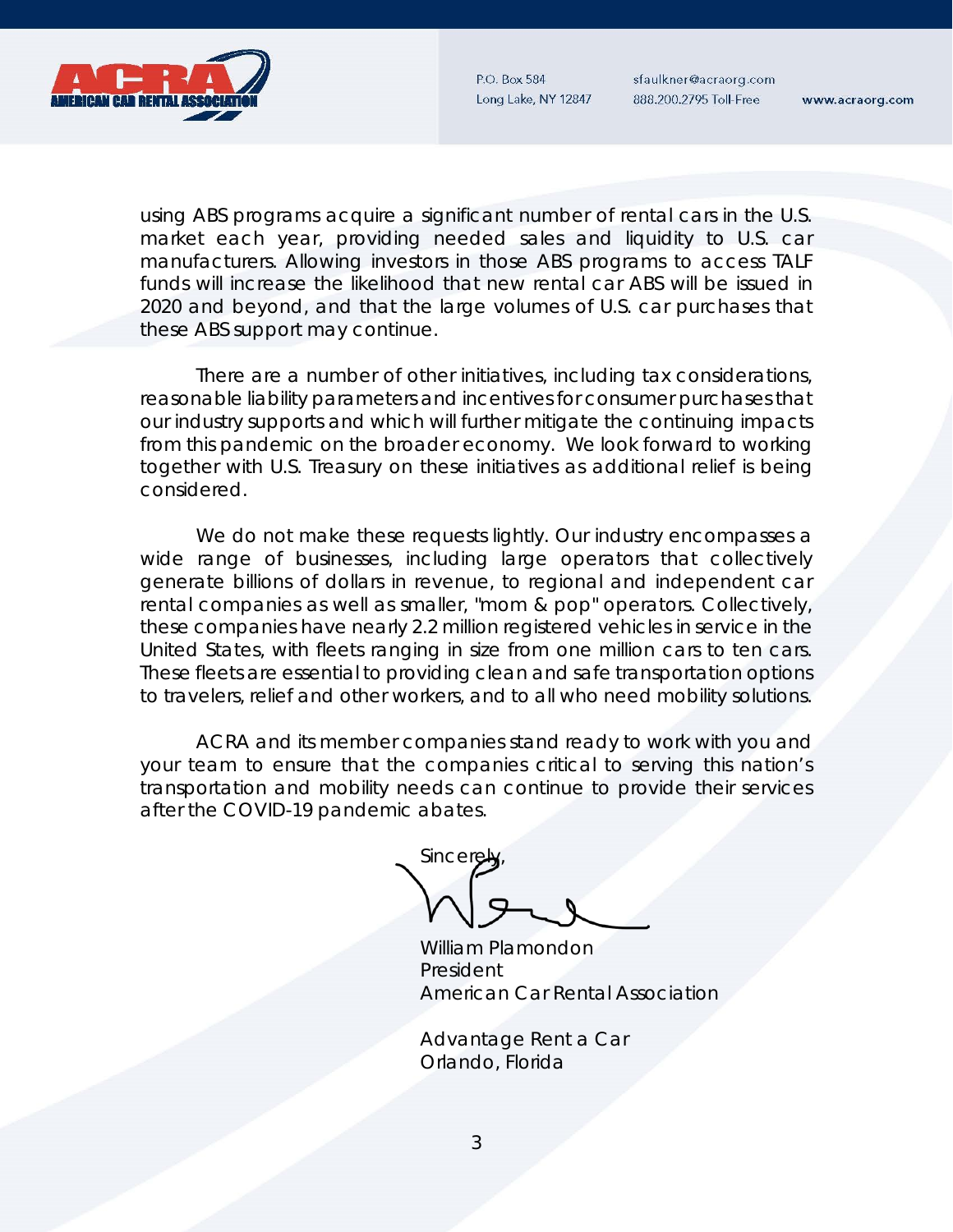using ABS programs acquire a significant number of rental cars in the U.S. market each year, providing needed sales and liquidity to U.S. car manufacturers. Allowing investors in those ABS programs to access TALF funds will increase the likelihood that new rental car ABS will be issued in 2020 and beyond, and that the large volumes of U.S. car purchases that these ABS support may continue.

There are a number of other initiatives, including tax considerations, reasonable liability parameters and incentives for consumer purchases that our industry supports and which will further mitigate the continuing impacts from this pandemic on the broader economy. We look forward to working together with U.S. Treasury on these initiatives as additional relief is being considered.

We do not make these requests lightly. Our industry encompasses a wide range of businesses, including large operators that collectively generate billions of dollars in revenue, to regional and independent car rental companies as well as smaller, "mom & pop" operators. Collectively, these companies have nearly 2.2 million registered vehicles in service in the United States, with fleets ranging in size from one million cars to ten cars. These fleets are essential to providing clean and safe transportation options to travelers, relief and other workers, and to all who need mobility solutions.

ACRA and its member companies stand ready to work with you and your team to ensure that the companies critical to serving this nation's transportation and mobility needs can continue to provide their services after the COVID-19 pandemic abates.

Sincerely,

William Plamondon
President
American Car Rental Association

Advantage Rent a Car
Orlando, Florida